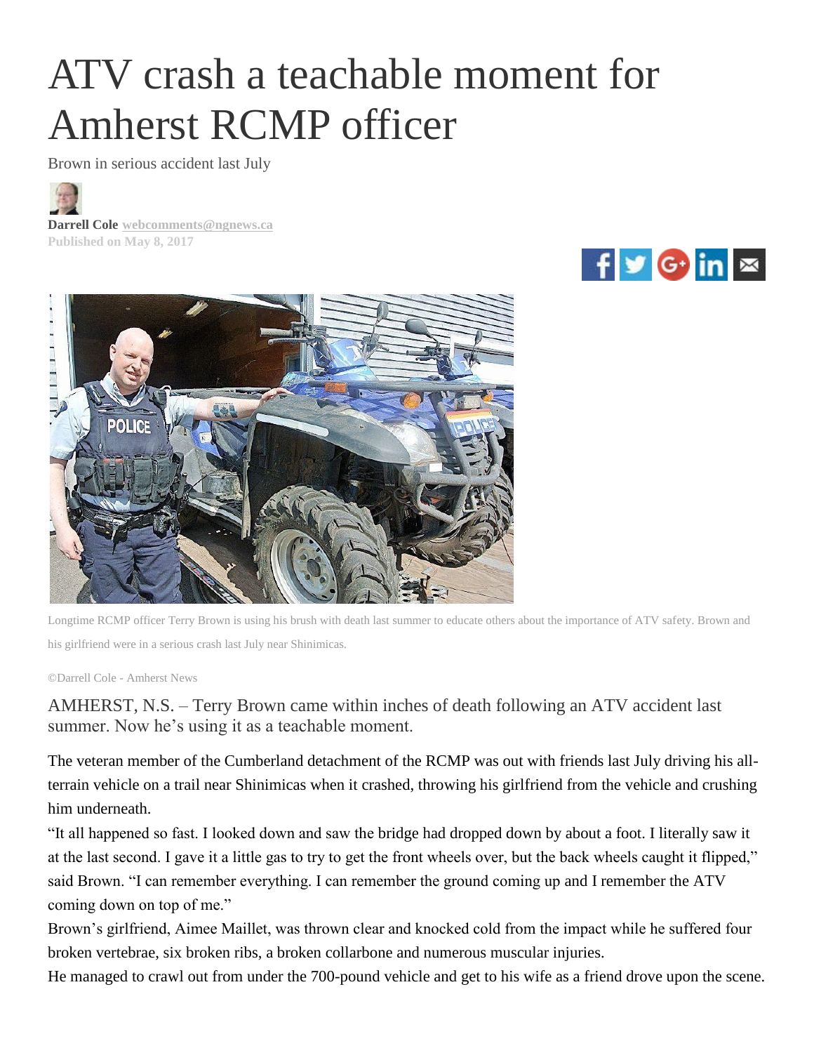# ATV crash a teachable moment for Amherst RCMP officer

Brown in serious accident last July

**Darrell Cole** webcomments@ngnews.ca
Published on May 8, 2017

Longtime RCMP officer Terry Brown is using his brush with death last summer to educate others about the importance of ATV safety. Brown and his girlfriend were in a serious crash last July near Shinimicas.

©Darrell Cole - Amherst News

AMHERST, N.S. – Terry Brown came within inches of death following an ATV accident last summer. Now he's using it as a teachable moment.

The veteran member of the Cumberland detachment of the RCMP was out with friends last July driving his all-terrain vehicle on a trail near Shinimicas when it crashed, throwing his girlfriend from the vehicle and crushing him underneath.

"It all happened so fast. I looked down and saw the bridge had dropped down by about a foot. I literally saw it at the last second. I gave it a little gas to try to get the front wheels over, but the back wheels caught it flipped," said Brown. "I can remember everything. I can remember the ground coming up and I remember the ATV coming down on top of me."

Brown's girlfriend, Aimee Maillet, was thrown clear and knocked cold from the impact while he suffered four broken vertebrae, six broken ribs, a broken collarbone and numerous muscular injuries.

He managed to crawl out from under the 700-pound vehicle and get to his wife as a friend drove upon the scene.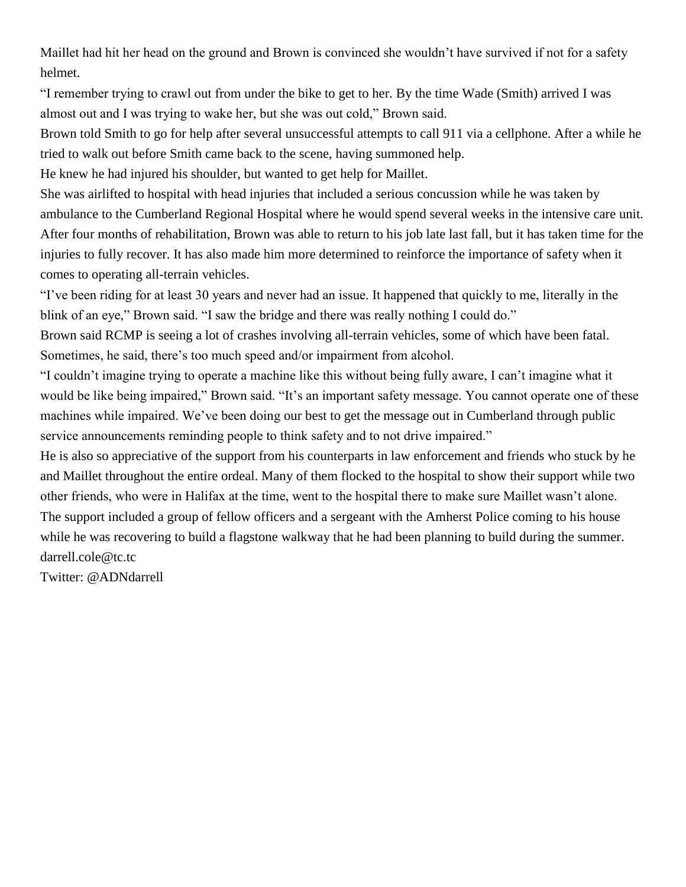Maillet had hit her head on the ground and Brown is convinced she wouldn't have survived if not for a safety helmet.

"I remember trying to crawl out from under the bike to get to her. By the time Wade (Smith) arrived I was almost out and I was trying to wake her, but she was out cold," Brown said.

Brown told Smith to go for help after several unsuccessful attempts to call 911 via a cellphone. After a while he tried to walk out before Smith came back to the scene, having summoned help.

He knew he had injured his shoulder, but wanted to get help for Maillet.

She was airlifted to hospital with head injuries that included a serious concussion while he was taken by ambulance to the Cumberland Regional Hospital where he would spend several weeks in the intensive care unit.

After four months of rehabilitation, Brown was able to return to his job late last fall, but it has taken time for the injuries to fully recover. It has also made him more determined to reinforce the importance of safety when it comes to operating all-terrain vehicles.

"I've been riding for at least 30 years and never had an issue. It happened that quickly to me, literally in the blink of an eye," Brown said. "I saw the bridge and there was really nothing I could do."

Brown said RCMP is seeing a lot of crashes involving all-terrain vehicles, some of which have been fatal. Sometimes, he said, there's too much speed and/or impairment from alcohol.

"I couldn't imagine trying to operate a machine like this without being fully aware, I can't imagine what it would be like being impaired," Brown said. "It's an important safety message. You cannot operate one of these machines while impaired. We've been doing our best to get the message out in Cumberland through public service announcements reminding people to think safety and to not drive impaired."

He is also so appreciative of the support from his counterparts in law enforcement and friends who stuck by he and Maillet throughout the entire ordeal. Many of them flocked to the hospital to show their support while two other friends, who were in Halifax at the time, went to the hospital there to make sure Maillet wasn't alone.

The support included a group of fellow officers and a sergeant with the Amherst Police coming to his house while he was recovering to build a flagstone walkway that he had been planning to build during the summer.

darrell.cole@tc.tc

Twitter: @ADNdarrell